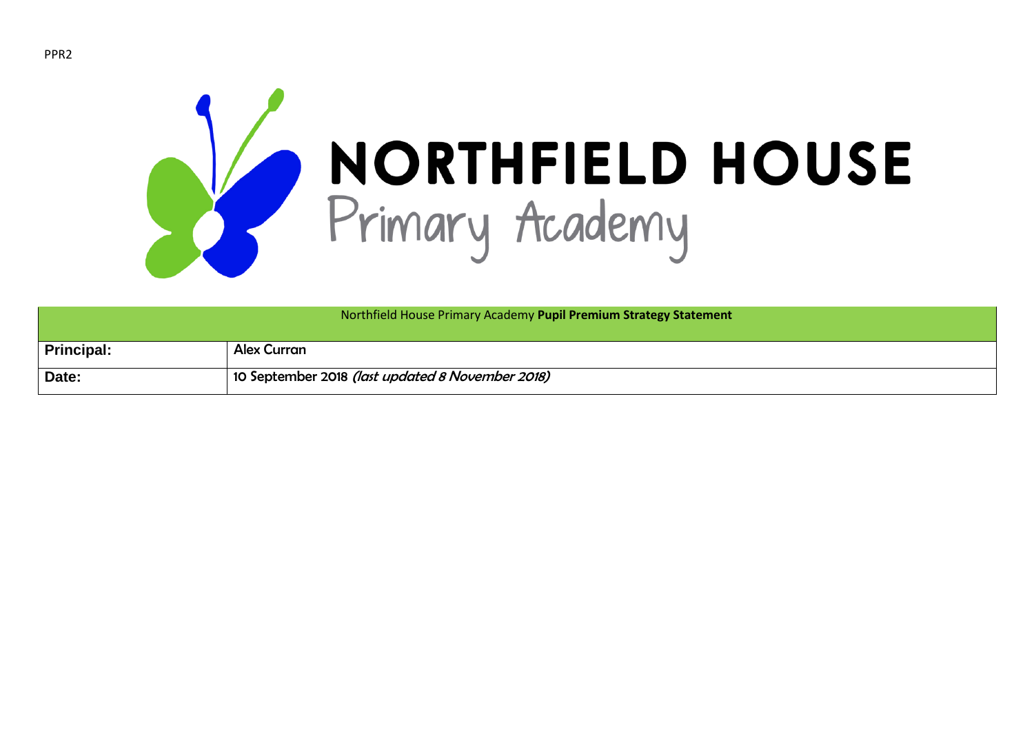PPR2

# NORTHFIELD HOUSE
## Primary Academy

| Northfield House Primary Academy **Pupil Premium Strategy Statement** | |
|---|---|
| **Principal:** | Alex Curran |
| **Date:** | 10 September 2018 *(last updated 8 November 2018)* |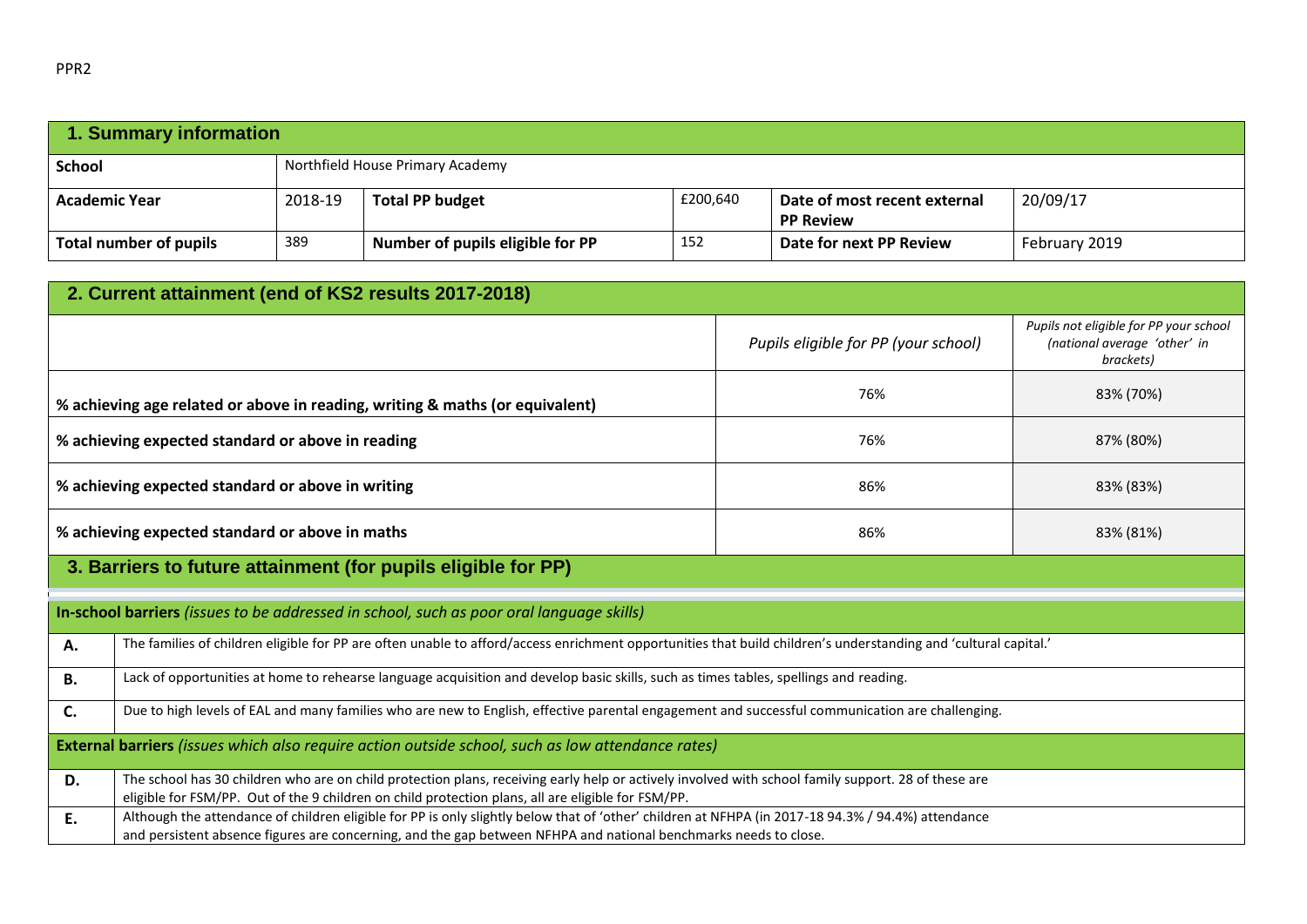PPR2

## 1. Summary information

| School | Northfield House Primary Academy | | | | |
|---|---|---|---|---|---|
| **Academic Year** | 2018-19 | **Total PP budget** | £200,640 | **Date of most recent external PP Review** | 20/09/17 |
| **Total number of pupils** | 389 | **Number of pupils eligible for PP** | 152 | **Date for next PP Review** | February 2019 |

## 2. Current attainment (end of KS2 results 2017-2018)

| | *Pupils eligible for PP (your school)* | *Pupils not eligible for PP your school (national average 'other' in brackets)* |
|---|---|---|
| **% achieving age related or above in reading, writing & maths (or equivalent)** | 76% | 83% (70%) |
| **% achieving expected standard or above in reading** | 76% | 87% (80%) |
| **% achieving expected standard or above in writing** | 86% | 83% (83%) |
| **% achieving expected standard or above in maths** | 86% | 83% (81%) |

## 3. Barriers to future attainment (for pupils eligible for PP)

| **In-school barriers** *(issues to be addressed in school, such as poor oral language skills)* | |
|---|---|
| **A.** | The families of children eligible for PP are often unable to afford/access enrichment opportunities that build children's understanding and 'cultural capital.' |
| **B.** | Lack of opportunities at home to rehearse language acquisition and develop basic skills, such as times tables, spellings and reading. |
| **C.** | Due to high levels of EAL and many families who are new to English, effective parental engagement and successful communication are challenging. |
| **External barriers** *(issues which also require action outside school, such as low attendance rates)* | |
| **D.** | The school has 30 children who are on child protection plans, receiving early help or actively involved with school family support. 28 of these are eligible for FSM/PP. Out of the 9 children on child protection plans, all are eligible for FSM/PP. |
| **E.** | Although the attendance of children eligible for PP is only slightly below that of 'other' children at NFHPA (in 2017-18 94.3% / 94.4%) attendance and persistent absence figures are concerning, and the gap between NFHPA and national benchmarks needs to close. |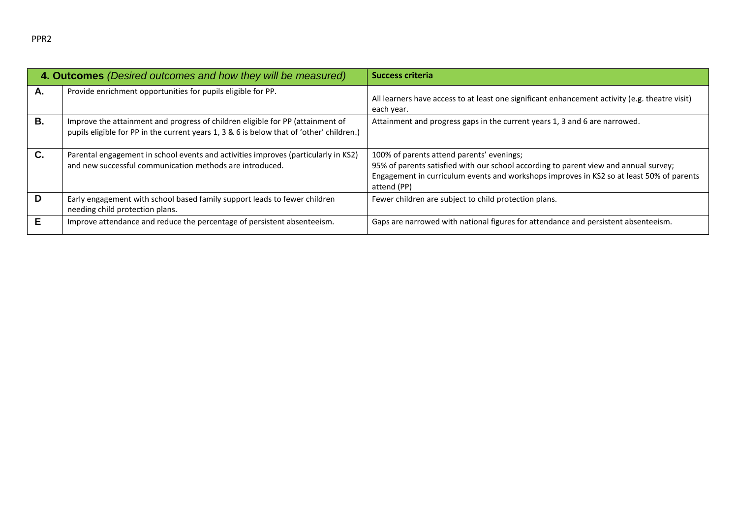| **4. Outcomes** *(Desired outcomes and how they will be measured)* | | **Success criteria** |
|---|---|---|
| **A.** | Provide enrichment opportunities for pupils eligible for PP. | All learners have access to at least one significant enhancement activity (e.g. theatre visit) each year. |
| **B.** | Improve the attainment and progress of children eligible for PP (attainment of pupils eligible for PP in the current years 1, 3 & 6 is below that of 'other' children.) | Attainment and progress gaps in the current years 1, 3 and 6 are narrowed. |
| **C.** | Parental engagement in school events and activities improves (particularly in KS2) and new successful communication methods are introduced. | 100% of parents attend parents' evenings;<br>95% of parents satisfied with our school according to parent view and annual survey;<br>Engagement in curriculum events and workshops improves in KS2 so at least 50% of parents attend (PP) |
| **D** | Early engagement with school based family support leads to fewer children needing child protection plans. | Fewer children are subject to child protection plans. |
| **E** | Improve attendance and reduce the percentage of persistent absenteeism. | Gaps are narrowed with national figures for attendance and persistent absenteeism. |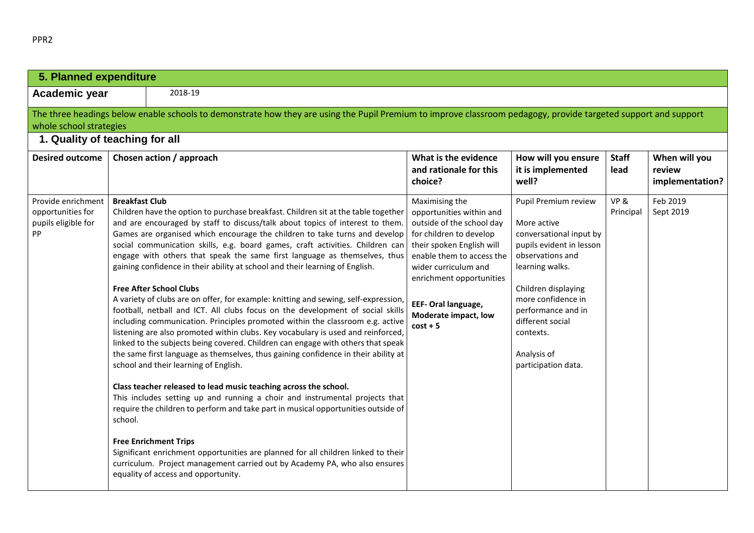## 5. Planned expenditure

**Academic year** 2018-19

The three headings below enable schools to demonstrate how they are using the Pupil Premium to improve classroom pedagogy, provide targeted support and support whole school strategies

### 1. Quality of teaching for all

| Desired outcome | Chosen action / approach | What is the evidence and rationale for this choice? | How will you ensure it is implemented well? | Staff lead | When will you review implementation? |
|---|---|---|---|---|---|
| Provide enrichment opportunities for pupils eligible for PP | **Breakfast Club**<br>Children have the option to purchase breakfast. Children sit at the table together and are encouraged by staff to discuss/talk about topics of interest to them. Games are organised which encourage the children to take turns and develop social communication skills, e.g. board games, craft activities. Children can engage with others that speak the same first language as themselves, thus gaining confidence in their ability at school and their learning of English.<br><br>**Free After School Clubs**<br>A variety of clubs are on offer, for example: knitting and sewing, self-expression, football, netball and ICT. All clubs focus on the development of social skills including communication. Principles promoted within the classroom e.g. active listening are also promoted within clubs. Key vocabulary is used and reinforced, linked to the subjects being covered. Children can engage with others that speak the same first language as themselves, thus gaining confidence in their ability at school and their learning of English.<br><br>**Class teacher released to lead music teaching across the school.**<br>This includes setting up and running a choir and instrumental projects that require the children to perform and take part in musical opportunities outside of school.<br><br>**Free Enrichment Trips**<br>Significant enrichment opportunities are planned for all children linked to their curriculum. Project management carried out by Academy PA, who also ensures equality of access and opportunity. | Maximising the opportunities within and outside of the school day for children to develop their spoken English will enable them to access the wider curriculum and enrichment opportunities<br><br>**EEF- Oral language, Moderate impact, low cost + 5** | Pupil Premium review<br><br>More active conversational input by pupils evident in lesson observations and learning walks.<br><br>Children displaying more confidence in performance and in different social contexts.<br><br>Analysis of participation data. | VP & Principal | Feb 2019<br>Sept 2019 |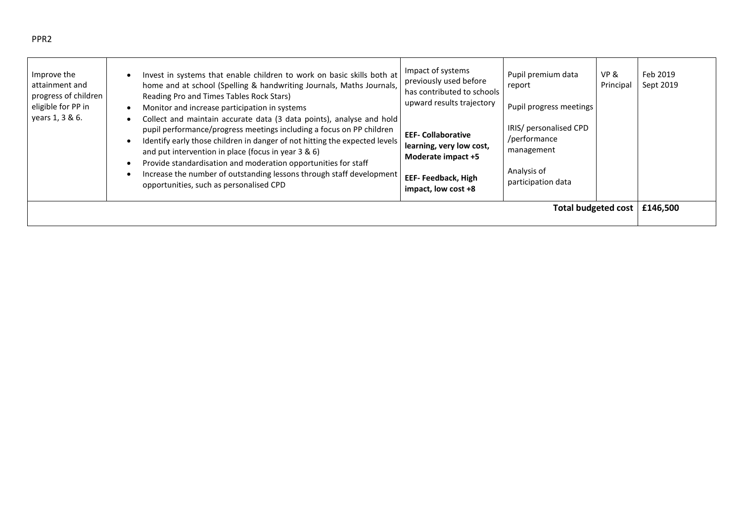PPR2

| | | | | | |
|---|---|---|---|---|---|
| Improve the attainment and progress of children eligible for PP in years 1, 3 & 6. | • Invest in systems that enable children to work on basic skills both at home and at school (Spelling & handwriting Journals, Maths Journals, Reading Pro and Times Tables Rock Stars)<br>• Monitor and increase participation in systems<br>• Collect and maintain accurate data (3 data points), analyse and hold pupil performance/progress meetings including a focus on PP children<br>• Identify early those children in danger of not hitting the expected levels and put intervention in place (focus in year 3 & 6)<br>• Provide standardisation and moderation opportunities for staff<br>• Increase the number of outstanding lessons through staff development opportunities, such as personalised CPD | Impact of systems previously used before has contributed to schools upward results trajectory<br><br>**EEF- Collaborative learning, very low cost, Moderate impact +5**<br><br>**EEF- Feedback, High impact, low cost +8** | Pupil premium data report<br><br>Pupil progress meetings<br><br>IRIS/ personalised CPD /performance management<br><br>Analysis of participation data | VP & Principal | Feb 2019<br>Sept 2019 |
| | | | | **Total budgeted cost** | **£146,500** |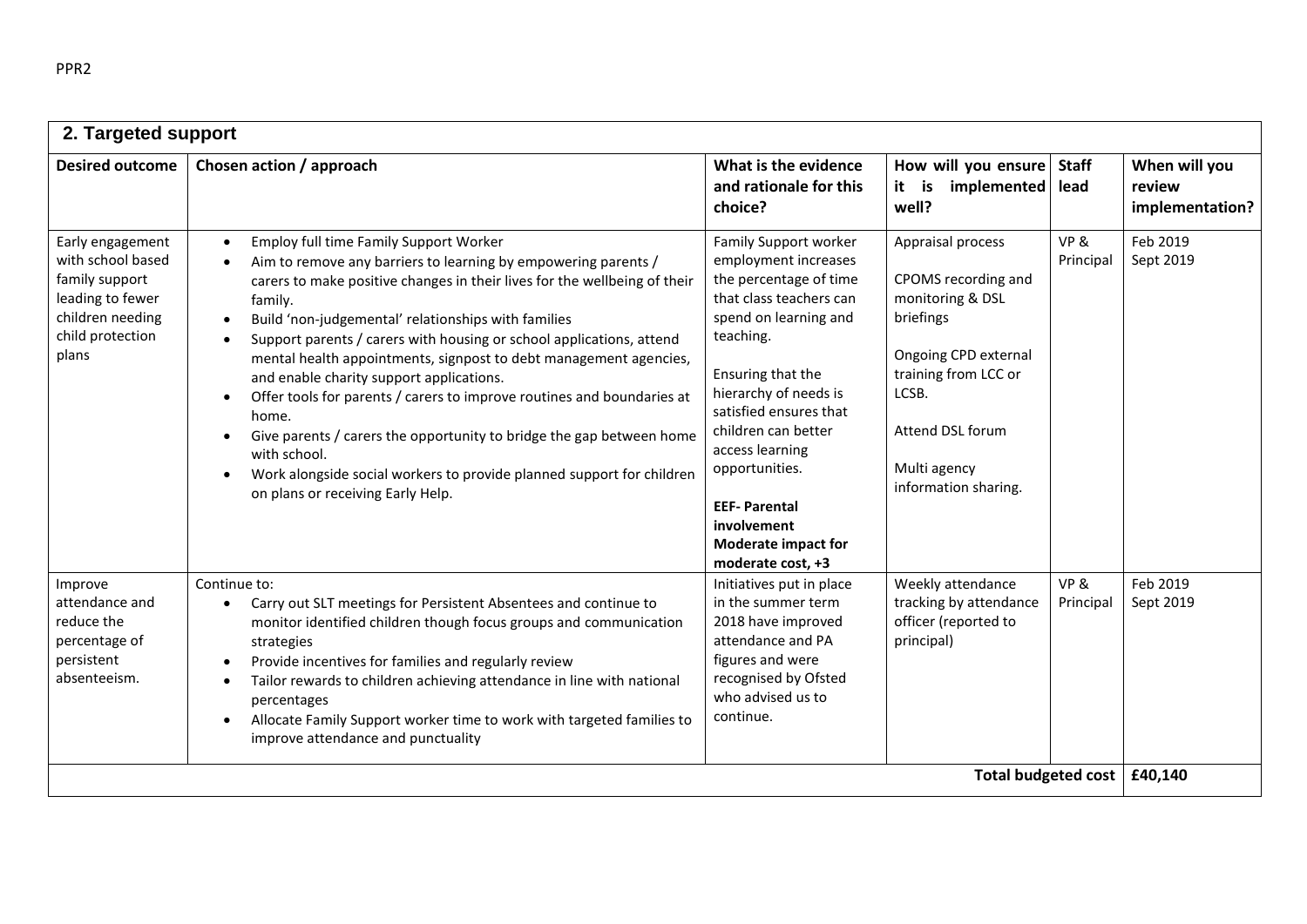PPR2

## 2. Targeted support

| Desired outcome | Chosen action / approach | What is the evidence and rationale for this choice? | How will you ensure it is implemented well? | Staff lead | When will you review implementation? |
|---|---|---|---|---|---|
| Early engagement with school based family support leading to fewer children needing child protection plans | • Employ full time Family Support Worker<br>• Aim to remove any barriers to learning by empowering parents / carers to make positive changes in their lives for the wellbeing of their family.<br>• Build 'non-judgemental' relationships with families<br>• Support parents / carers with housing or school applications, attend mental health appointments, signpost to debt management agencies, and enable charity support applications.<br>• Offer tools for parents / carers to improve routines and boundaries at home.<br>• Give parents / carers the opportunity to bridge the gap between home with school.<br>• Work alongside social workers to provide planned support for children on plans or receiving Early Help. | Family Support worker employment increases the percentage of time that class teachers can spend on learning and teaching.<br><br>Ensuring that the hierarchy of needs is satisfied ensures that children can better access learning opportunities.<br><br>**EEF- Parental involvement Moderate impact for moderate cost, +3** | Appraisal process<br><br>CPOMS recording and monitoring & DSL briefings<br><br>Ongoing CPD external training from LCC or LCSB.<br><br>Attend DSL forum<br><br>Multi agency information sharing. | VP & Principal | Feb 2019<br>Sept 2019 |
| Improve attendance and reduce the percentage of persistent absenteeism. | Continue to:<br>• Carry out SLT meetings for Persistent Absentees and continue to monitor identified children though focus groups and communication strategies<br>• Provide incentives for families and regularly review<br>• Tailor rewards to children achieving attendance in line with national percentages<br>• Allocate Family Support worker time to work with targeted families to improve attendance and punctuality | Initiatives put in place in the summer term 2018 have improved attendance and PA figures and were recognised by Ofsted who advised us to continue. | Weekly attendance tracking by attendance officer (reported to principal) | VP & Principal | Feb 2019<br>Sept 2019 |
| | | | | **Total budgeted cost** | **£40,140** |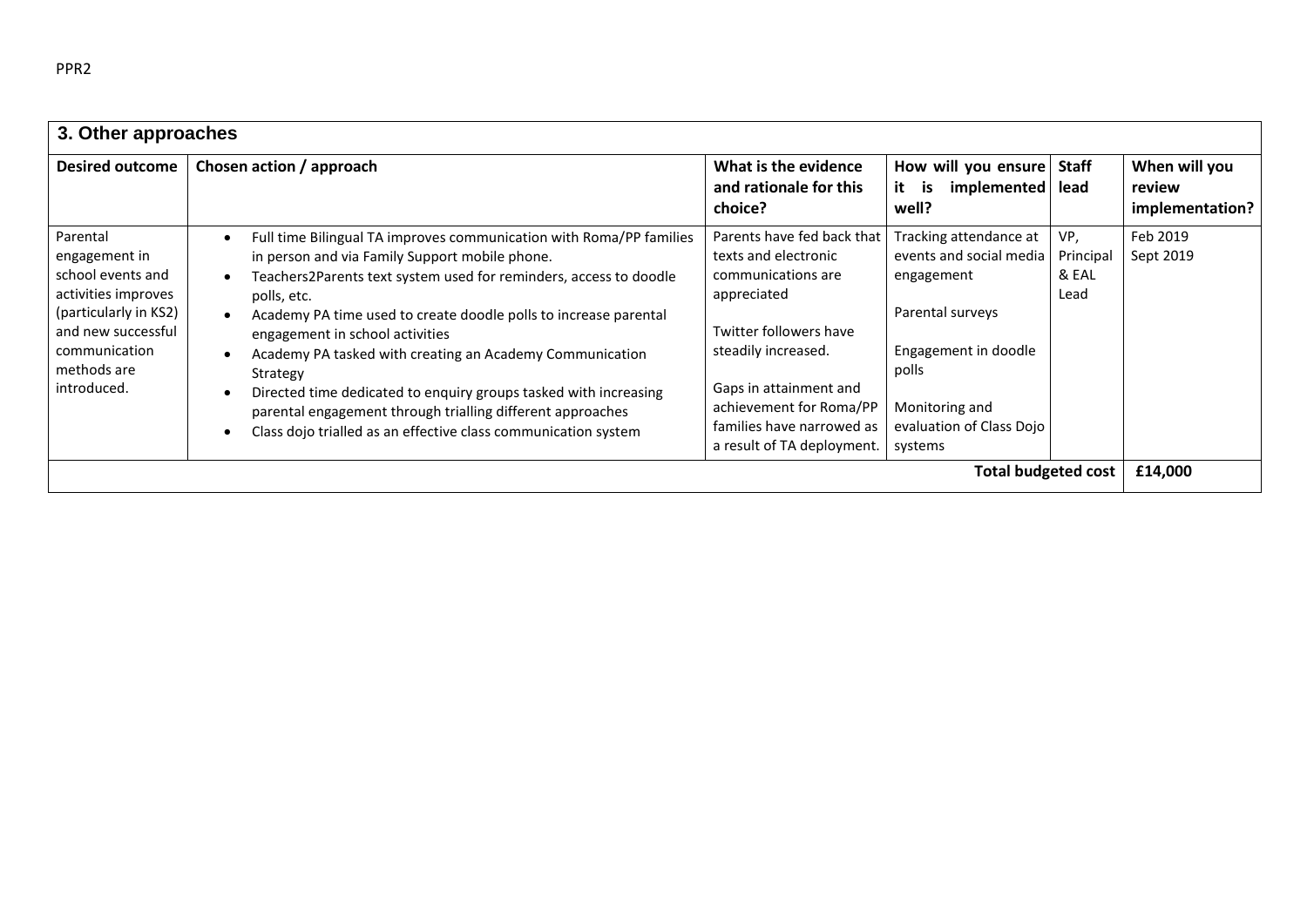PPR2

## 3. Other approaches

| Desired outcome | Chosen action / approach | What is the evidence and rationale for this choice? | How will you ensure it is implemented well? | Staff lead | When will you review implementation? |
|---|---|---|---|---|---|
| Parental engagement in school events and activities improves (particularly in KS2) and new successful communication methods are introduced. | • Full time Bilingual TA improves communication with Roma/PP families in person and via Family Support mobile phone.<br>• Teachers2Parents text system used for reminders, access to doodle polls, etc.<br>• Academy PA time used to create doodle polls to increase parental engagement in school activities<br>• Academy PA tasked with creating an Academy Communication Strategy<br>• Directed time dedicated to enquiry groups tasked with increasing parental engagement through trialling different approaches<br>• Class dojo trialled as an effective class communication system | Parents have fed back that texts and electronic communications are appreciated<br><br>Twitter followers have steadily increased.<br><br>Gaps in attainment and achievement for Roma/PP families have narrowed as a result of TA deployment. | Tracking attendance at events and social media engagement<br><br>Parental surveys<br><br>Engagement in doodle polls<br><br>Monitoring and evaluation of Class Dojo systems | VP, Principal & EAL Lead | Feb 2019<br>Sept 2019 |
| | | | | **Total budgeted cost** | **£14,000** |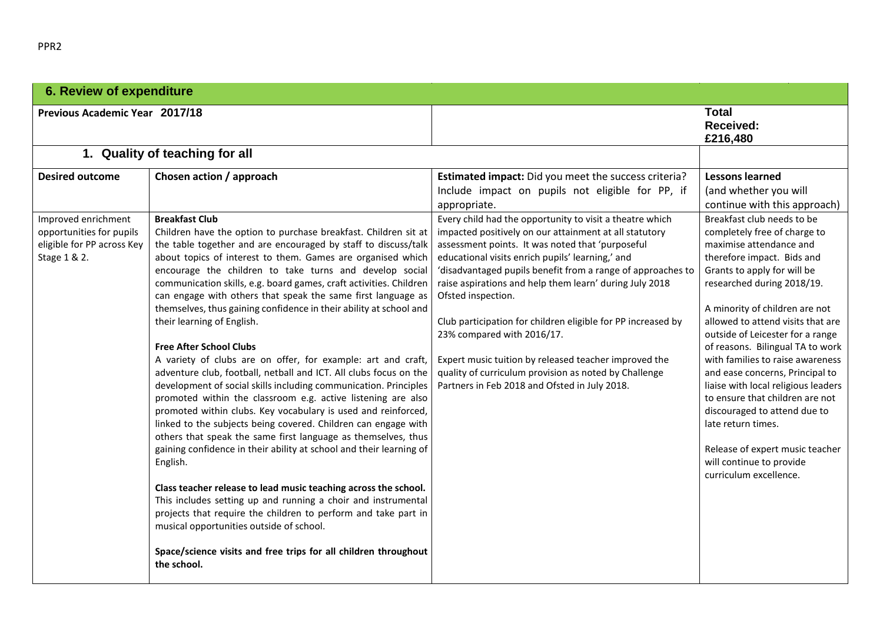## 6. Review of expenditure

| Previous Academic Year 2017/18 | | | **Total Received: £216,480** |
|---|---|---|---|
| **1. Quality of teaching for all** | | | |
| **Desired outcome** | **Chosen action / approach** | **Estimated impact:** Did you meet the success criteria? Include impact on pupils not eligible for PP, if appropriate. | **Lessons learned** (and whether you will continue with this approach) |
| Improved enrichment opportunities for pupils eligible for PP across Key Stage 1 & 2. | **Breakfast Club**<br>Children have the option to purchase breakfast. Children sit at the table together and are encouraged by staff to discuss/talk about topics of interest to them. Games are organised which encourage the children to take turns and develop social communication skills, e.g. board games, craft activities. Children can engage with others that speak the same first language as themselves, thus gaining confidence in their ability at school and their learning of English.<br><br>**Free After School Clubs**<br>A variety of clubs are on offer, for example: art and craft, adventure club, football, netball and ICT. All clubs focus on the development of social skills including communication. Principles promoted within the classroom e.g. active listening are also promoted within clubs. Key vocabulary is used and reinforced, linked to the subjects being covered. Children can engage with others that speak the same first language as themselves, thus gaining confidence in their ability at school and their learning of English.<br><br>**Class teacher release to lead music teaching across the school.**<br>This includes setting up and running a choir and instrumental projects that require the children to perform and take part in musical opportunities outside of school.<br><br>**Space/science visits and free trips for all children throughout the school.** | Every child had the opportunity to visit a theatre which impacted positively on our attainment at all statutory assessment points. It was noted that 'purposeful educational visits enrich pupils' learning,' and 'disadvantaged pupils benefit from a range of approaches to raise aspirations and help them learn' during July 2018 Ofsted inspection.<br><br>Club participation for children eligible for PP increased by 23% compared with 2016/17.<br><br>Expert music tuition by released teacher improved the quality of curriculum provision as noted by Challenge Partners in Feb 2018 and Ofsted in July 2018. | Breakfast club needs to be completely free of charge to maximise attendance and therefore impact. Bids and Grants to apply for will be researched during 2018/19.<br><br>A minority of children are not allowed to attend visits that are outside of Leicester for a range of reasons. Bilingual TA to work with families to raise awareness and ease concerns, Principal to liaise with local religious leaders to ensure that children are not discouraged to attend due to late return times.<br><br>Release of expert music teacher will continue to provide curriculum excellence. |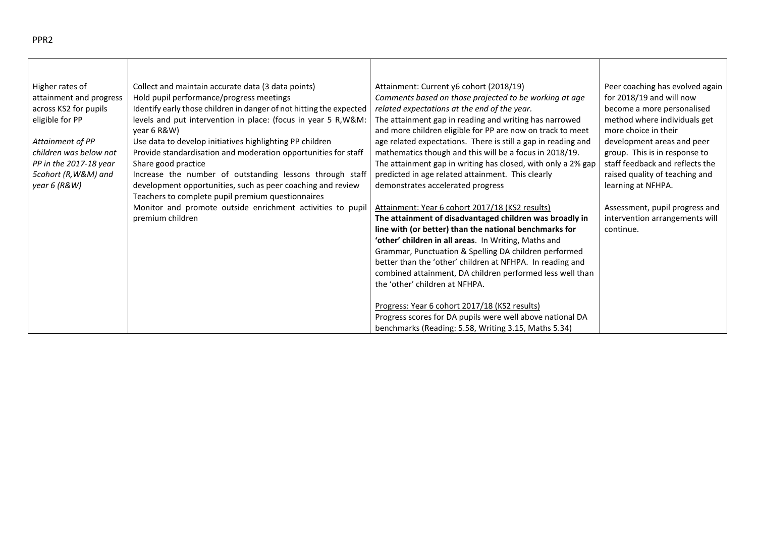PPR2

| | | | |
|---|---|---|---|
| Higher rates of attainment and progress across KS2 for pupils eligible for PP<br><br>*Attainment of PP children was below not PP in the 2017-18 year 5cohort (R,W&M) and year 6 (R&W)* | Collect and maintain accurate data (3 data points)<br>Hold pupil performance/progress meetings<br>Identify early those children in danger of not hitting the expected levels and put intervention in place: (focus in year 5 R,W&M: year 6 R&W)<br>Use data to develop initiatives highlighting PP children<br>Provide standardisation and moderation opportunities for staff<br>Share good practice<br>Increase the number of outstanding lessons through staff development opportunities, such as peer coaching and review<br>Teachers to complete pupil premium questionnaires<br>Monitor and promote outside enrichment activities to pupil premium children | <u>Attainment: Current y6 cohort (2018/19)</u><br>*Comments based on those projected to be working at age related expectations at the end of the year.*<br>The attainment gap in reading and writing has narrowed and more children eligible for PP are now on track to meet age related expectations. There is still a gap in reading and mathematics though and this will be a focus in 2018/19.<br>The attainment gap in writing has closed, with only a 2% gap predicted in age related attainment. This clearly demonstrates accelerated progress<br><br><u>Attainment: Year 6 cohort 2017/18 (KS2 results)</u><br>**The attainment of disadvantaged children was broadly in line with (or better) than the national benchmarks for 'other' children in all areas**. In Writing, Maths and Grammar, Punctuation & Spelling DA children performed better than the 'other' children at NFHPA. In reading and combined attainment, DA children performed less well than the 'other' children at NFHPA.<br><br><u>Progress: Year 6 cohort 2017/18 (KS2 results)</u><br>Progress scores for DA pupils were well above national DA benchmarks (Reading: 5.58, Writing 3.15, Maths 5.34) | Peer coaching has evolved again for 2018/19 and will now become a more personalised method where individuals get more choice in their development areas and peer group. This is in response to staff feedback and reflects the raised quality of teaching and learning at NFHPA.<br><br>Assessment, pupil progress and intervention arrangements will continue. |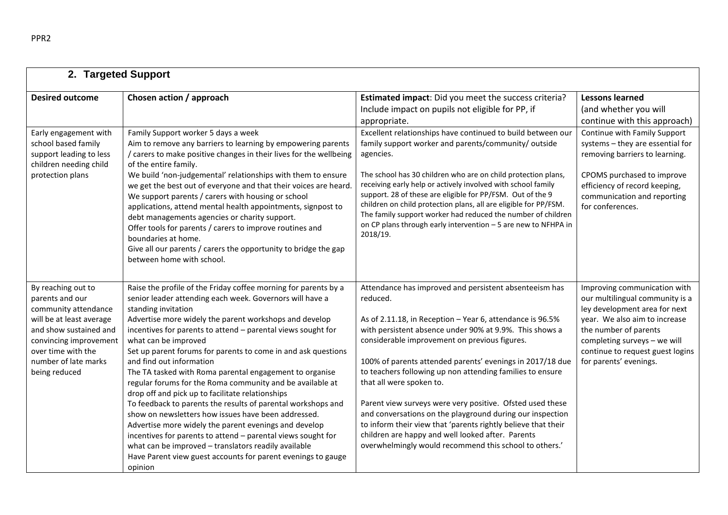## 2. Targeted Support

| Desired outcome | Chosen action / approach | **Estimated impact**: Did you meet the success criteria? Include impact on pupils not eligible for PP, if appropriate. | **Lessons learned** (and whether you will continue with this approach) |
|---|---|---|---|
| Early engagement with school based family support leading to less children needing child protection plans | Family Support worker 5 days a week<br>Aim to remove any barriers to learning by empowering parents / carers to make positive changes in their lives for the wellbeing of the entire family.<br>We build 'non-judgemental' relationships with them to ensure we get the best out of everyone and that their voices are heard.<br>We support parents / carers with housing or school applications, attend mental health appointments, signpost to debt managements agencies or charity support.<br>Offer tools for parents / carers to improve routines and boundaries at home.<br>Give all our parents / carers the opportunity to bridge the gap between home with school. | Excellent relationships have continued to build between our family support worker and parents/community/ outside agencies.<br><br>The school has 30 children who are on child protection plans, receiving early help or actively involved with school family support. 28 of these are eligible for PP/FSM. Out of the 9 children on child protection plans, all are eligible for PP/FSM. The family support worker had reduced the number of children on CP plans through early intervention – 5 are new to NFHPA in 2018/19. | Continue with Family Support systems – they are essential for removing barriers to learning.<br><br>CPOMS purchased to improve efficiency of record keeping, communication and reporting for conferences. |
| By reaching out to parents and our community attendance will be at least average and show sustained and convincing improvement over time with the number of late marks being reduced | Raise the profile of the Friday coffee morning for parents by a senior leader attending each week. Governors will have a standing invitation<br>Advertise more widely the parent workshops and develop incentives for parents to attend – parental views sought for what can be improved<br>Set up parent forums for parents to come in and ask questions and find out information<br>The TA tasked with Roma parental engagement to organise regular forums for the Roma community and be available at drop off and pick up to facilitate relationships<br>To feedback to parents the results of parental workshops and show on newsletters how issues have been addressed.<br>Advertise more widely the parent evenings and develop incentives for parents to attend – parental views sought for what can be improved – translators readily available<br>Have Parent view guest accounts for parent evenings to gauge opinion | Attendance has improved and persistent absenteeism has reduced.<br><br>As of 2.11.18, in Reception – Year 6, attendance is 96.5% with persistent absence under 90% at 9.9%. This shows a considerable improvement on previous figures.<br><br>100% of parents attended parents' evenings in 2017/18 due to teachers following up non attending families to ensure that all were spoken to.<br><br>Parent view surveys were very positive. Ofsted used these and conversations on the playground during our inspection to inform their view that 'parents rightly believe that their children are happy and well looked after. Parents overwhelmingly would recommend this school to others.' | Improving communication with our multilingual community is a ley development area for next year. We also aim to increase the number of parents completing surveys – we will continue to request guest logins for parents' evenings. |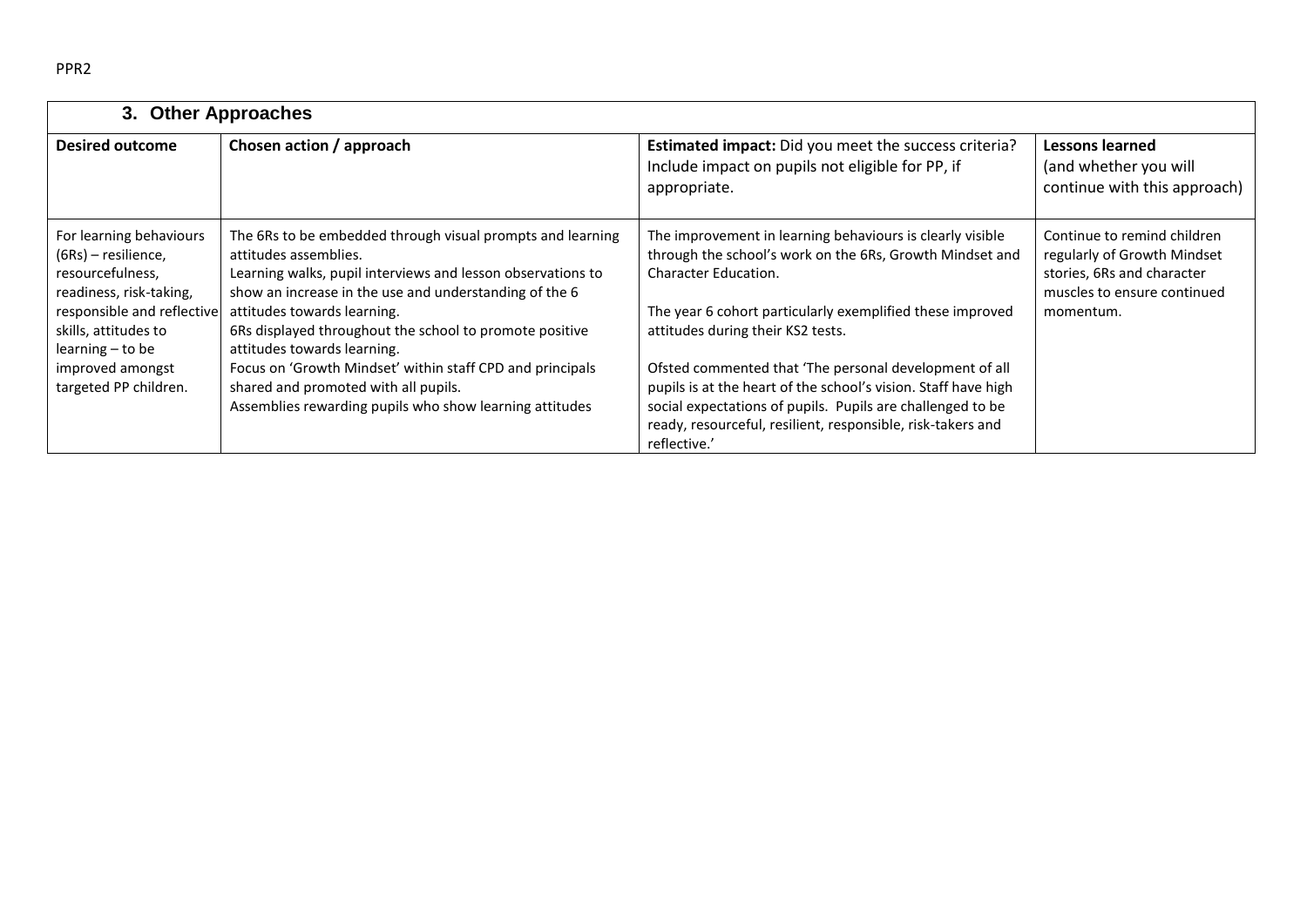### 3. Other Approaches

| Desired outcome | Chosen action / approach | **Estimated impact:** Did you meet the success criteria? Include impact on pupils not eligible for PP, if appropriate. | **Lessons learned** (and whether you will continue with this approach) |
|---|---|---|---|
| For learning behaviours (6Rs) – resilience, resourcefulness, readiness, risk-taking, responsible and reflective skills, attitudes to learning – to be improved amongst targeted PP children. | The 6Rs to be embedded through visual prompts and learning attitudes assemblies.<br>Learning walks, pupil interviews and lesson observations to show an increase in the use and understanding of the 6 attitudes towards learning.<br>6Rs displayed throughout the school to promote positive attitudes towards learning.<br>Focus on 'Growth Mindset' within staff CPD and principals shared and promoted with all pupils.<br>Assemblies rewarding pupils who show learning attitudes | The improvement in learning behaviours is clearly visible through the school's work on the 6Rs, Growth Mindset and Character Education.<br><br>The year 6 cohort particularly exemplified these improved attitudes during their KS2 tests.<br><br>Ofsted commented that 'The personal development of all pupils is at the heart of the school's vision. Staff have high social expectations of pupils. Pupils are challenged to be ready, resourceful, resilient, responsible, risk-takers and reflective.' | Continue to remind children regularly of Growth Mindset stories, 6Rs and character muscles to ensure continued momentum. |